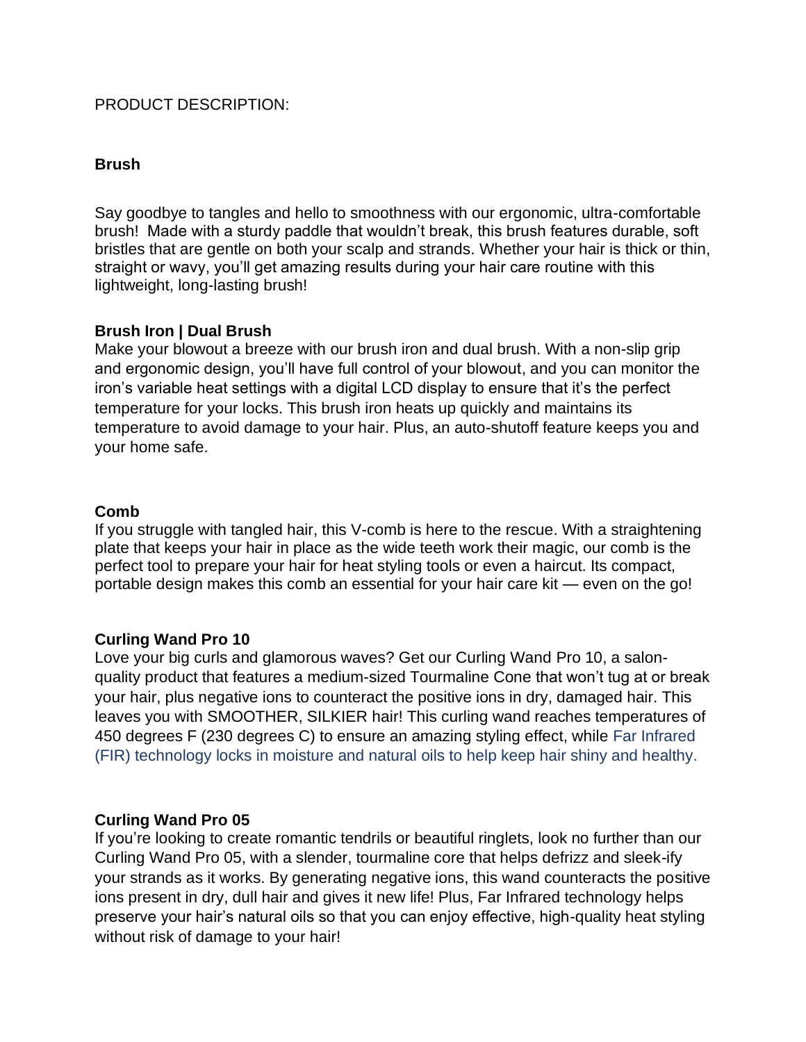PRODUCT DESCRIPTION:

**Brush**

Say goodbye to tangles and hello to smoothness with our ergonomic, ultra-comfortable brush!  Made with a sturdy paddle that wouldn't break, this brush features durable, soft bristles that are gentle on both your scalp and strands. Whether your hair is thick or thin, straight or wavy, you'll get amazing results during your hair care routine with this lightweight, long-lasting brush!

**Brush Iron | Dual Brush**

Make your blowout a breeze with our brush iron and dual brush. With a non-slip grip and ergonomic design, you'll have full control of your blowout, and you can monitor the iron's variable heat settings with a digital LCD display to ensure that it's the perfect temperature for your locks. This brush iron heats up quickly and maintains its temperature to avoid damage to your hair. Plus, an auto-shutoff feature keeps you and your home safe.

**Comb**

If you struggle with tangled hair, this V-comb is here to the rescue. With a straightening plate that keeps your hair in place as the wide teeth work their magic, our comb is the perfect tool to prepare your hair for heat styling tools or even a haircut. Its compact, portable design makes this comb an essential for your hair care kit — even on the go!

**Curling Wand Pro 10**

Love your big curls and glamorous waves? Get our Curling Wand Pro 10, a salon-quality product that features a medium-sized Tourmaline Cone that won't tug at or break your hair, plus negative ions to counteract the positive ions in dry, damaged hair. This leaves you with SMOOTHER, SILKIER hair! This curling wand reaches temperatures of 450 degrees F (230 degrees C) to ensure an amazing styling effect, while Far Infrared (FIR) technology locks in moisture and natural oils to help keep hair shiny and healthy.

**Curling Wand Pro 05**

If you're looking to create romantic tendrils or beautiful ringlets, look no further than our Curling Wand Pro 05, with a slender, tourmaline core that helps defrizz and sleek-ify your strands as it works. By generating negative ions, this wand counteracts the positive ions present in dry, dull hair and gives it new life! Plus, Far Infrared technology helps preserve your hair's natural oils so that you can enjoy effective, high-quality heat styling without risk of damage to your hair!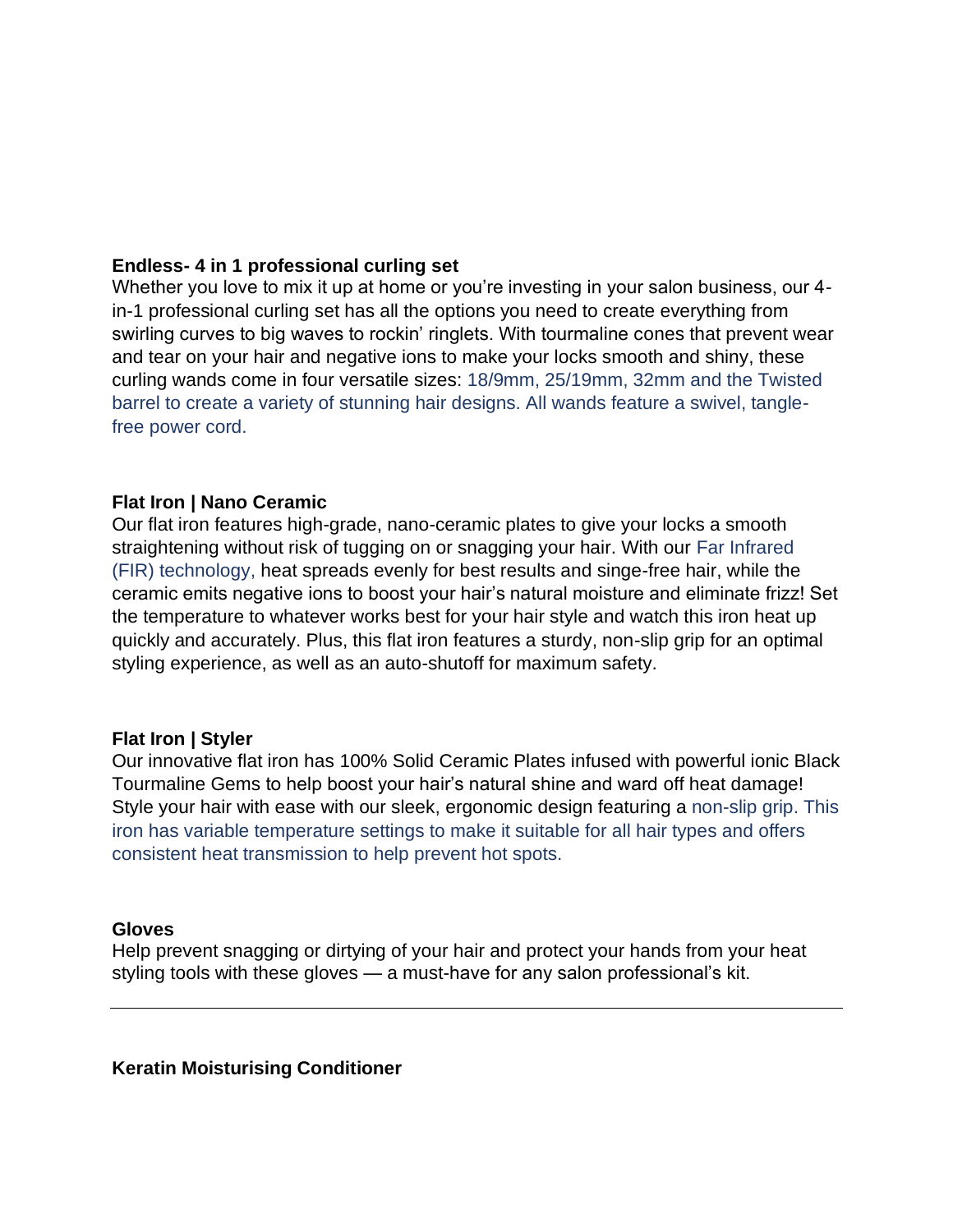**Endless- 4 in 1 professional curling set**

Whether you love to mix it up at home or you're investing in your salon business, our 4-in-1 professional curling set has all the options you need to create everything from swirling curves to big waves to rockin' ringlets. With tourmaline cones that prevent wear and tear on your hair and negative ions to make your locks smooth and shiny, these curling wands come in four versatile sizes: 18/9mm, 25/19mm, 32mm and the Twisted barrel to create a variety of stunning hair designs. All wands feature a swivel, tangle-free power cord.

**Flat Iron | Nano Ceramic**

Our flat iron features high-grade, nano-ceramic plates to give your locks a smooth straightening without risk of tugging on or snagging your hair. With our Far Infrared (FIR) technology, heat spreads evenly for best results and singe-free hair, while the ceramic emits negative ions to boost your hair's natural moisture and eliminate frizz! Set the temperature to whatever works best for your hair style and watch this iron heat up quickly and accurately. Plus, this flat iron features a sturdy, non-slip grip for an optimal styling experience, as well as an auto-shutoff for maximum safety.

**Flat Iron | Styler**

Our innovative flat iron has 100% Solid Ceramic Plates infused with powerful ionic Black Tourmaline Gems to help boost your hair's natural shine and ward off heat damage! Style your hair with ease with our sleek, ergonomic design featuring a non-slip grip. This iron has variable temperature settings to make it suitable for all hair types and offers consistent heat transmission to help prevent hot spots.

**Gloves**

Help prevent snagging or dirtying of your hair and protect your hands from your heat styling tools with these gloves — a must-have for any salon professional's kit.

---

**Keratin Moisturising Conditioner**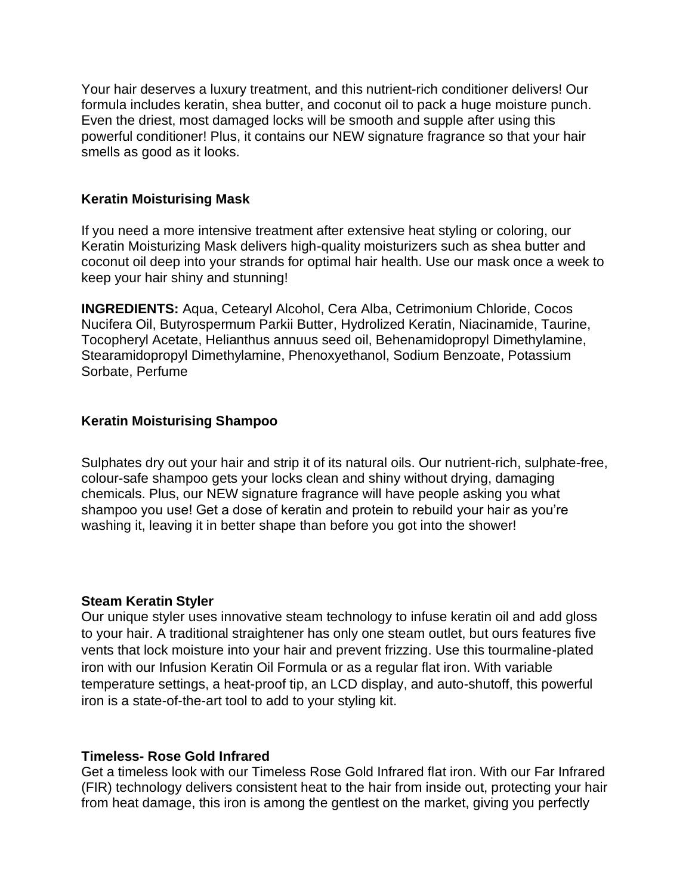Your hair deserves a luxury treatment, and this nutrient-rich conditioner delivers! Our formula includes keratin, shea butter, and coconut oil to pack a huge moisture punch. Even the driest, most damaged locks will be smooth and supple after using this powerful conditioner! Plus, it contains our NEW signature fragrance so that your hair smells as good as it looks.

**Keratin Moisturising Mask**

If you need a more intensive treatment after extensive heat styling or coloring, our Keratin Moisturizing Mask delivers high-quality moisturizers such as shea butter and coconut oil deep into your strands for optimal hair health. Use our mask once a week to keep your hair shiny and stunning!

**INGREDIENTS:** Aqua, Cetearyl Alcohol, Cera Alba, Cetrimonium Chloride, Cocos Nucifera Oil, Butyrospermum Parkii Butter, Hydrolized Keratin, Niacinamide, Taurine, Tocopheryl Acetate, Helianthus annuus seed oil, Behenamidopropyl Dimethylamine, Stearamidopropyl Dimethylamine, Phenoxyethanol, Sodium Benzoate, Potassium Sorbate, Perfume

**Keratin Moisturising Shampoo**

Sulphates dry out your hair and strip it of its natural oils. Our nutrient-rich, sulphate-free, colour-safe shampoo gets your locks clean and shiny without drying, damaging chemicals. Plus, our NEW signature fragrance will have people asking you what shampoo you use! Get a dose of keratin and protein to rebuild your hair as you're washing it, leaving it in better shape than before you got into the shower!

**Steam Keratin Styler**

Our unique styler uses innovative steam technology to infuse keratin oil and add gloss to your hair. A traditional straightener has only one steam outlet, but ours features five vents that lock moisture into your hair and prevent frizzing. Use this tourmaline-plated iron with our Infusion Keratin Oil Formula or as a regular flat iron. With variable temperature settings, a heat-proof tip, an LCD display, and auto-shutoff, this powerful iron is a state-of-the-art tool to add to your styling kit.

**Timeless- Rose Gold Infrared**

Get a timeless look with our Timeless Rose Gold Infrared flat iron. With our Far Infrared (FIR) technology delivers consistent heat to the hair from inside out, protecting your hair from heat damage, this iron is among the gentlest on the market, giving you perfectly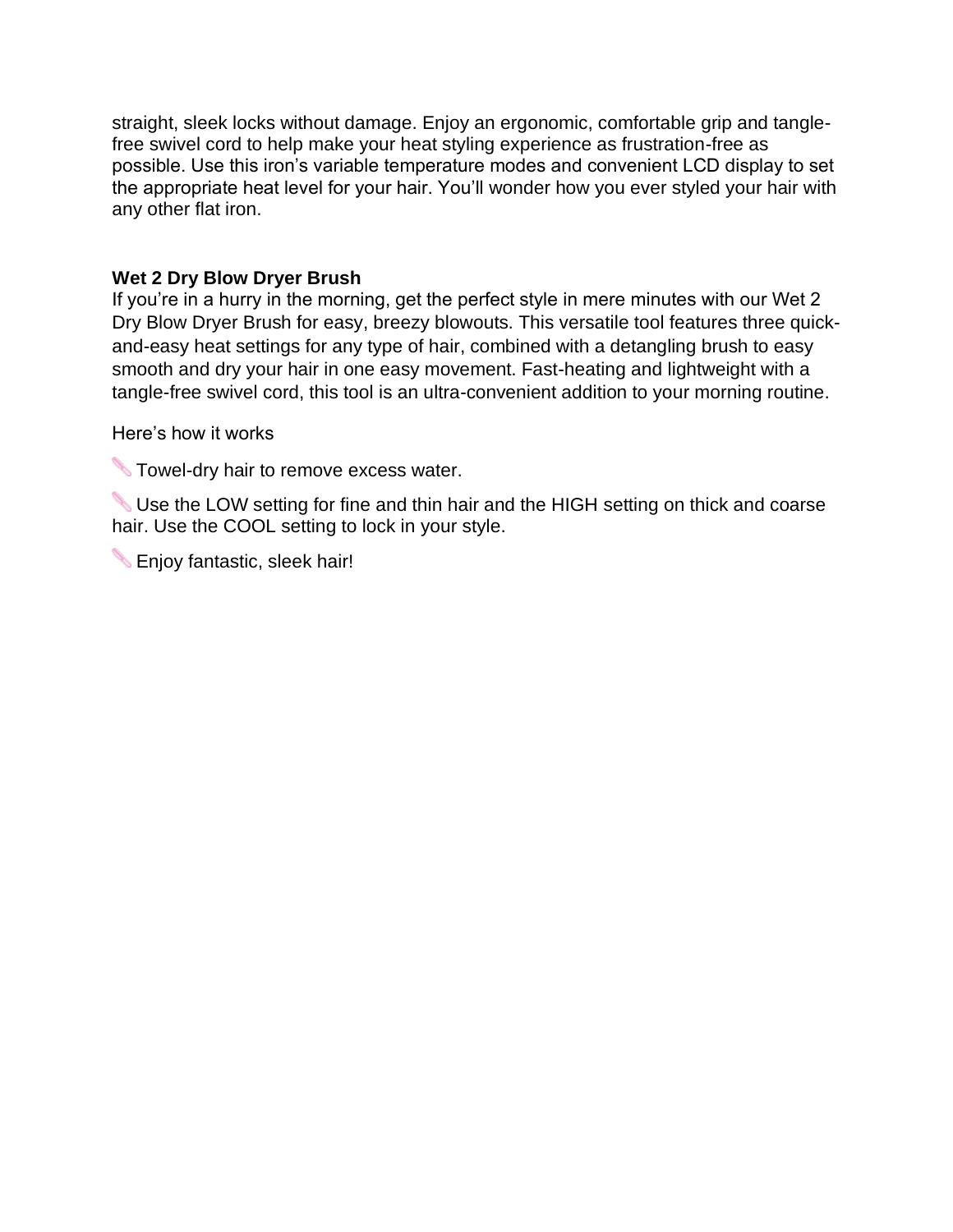straight, sleek locks without damage. Enjoy an ergonomic, comfortable grip and tangle-free swivel cord to help make your heat styling experience as frustration-free as possible. Use this iron's variable temperature modes and convenient LCD display to set the appropriate heat level for your hair. You'll wonder how you ever styled your hair with any other flat iron.

**Wet 2 Dry Blow Dryer Brush**

If you're in a hurry in the morning, get the perfect style in mere minutes with our Wet 2 Dry Blow Dryer Brush for easy, breezy blowouts. This versatile tool features three quick-and-easy heat settings for any type of hair, combined with a detangling brush to easy smooth and dry your hair in one easy movement. Fast-heating and lightweight with a tangle-free swivel cord, this tool is an ultra-convenient addition to your morning routine.

Here's how it works

- Towel-dry hair to remove excess water.
- Use the LOW setting for fine and thin hair and the HIGH setting on thick and coarse hair. Use the COOL setting to lock in your style.
- Enjoy fantastic, sleek hair!